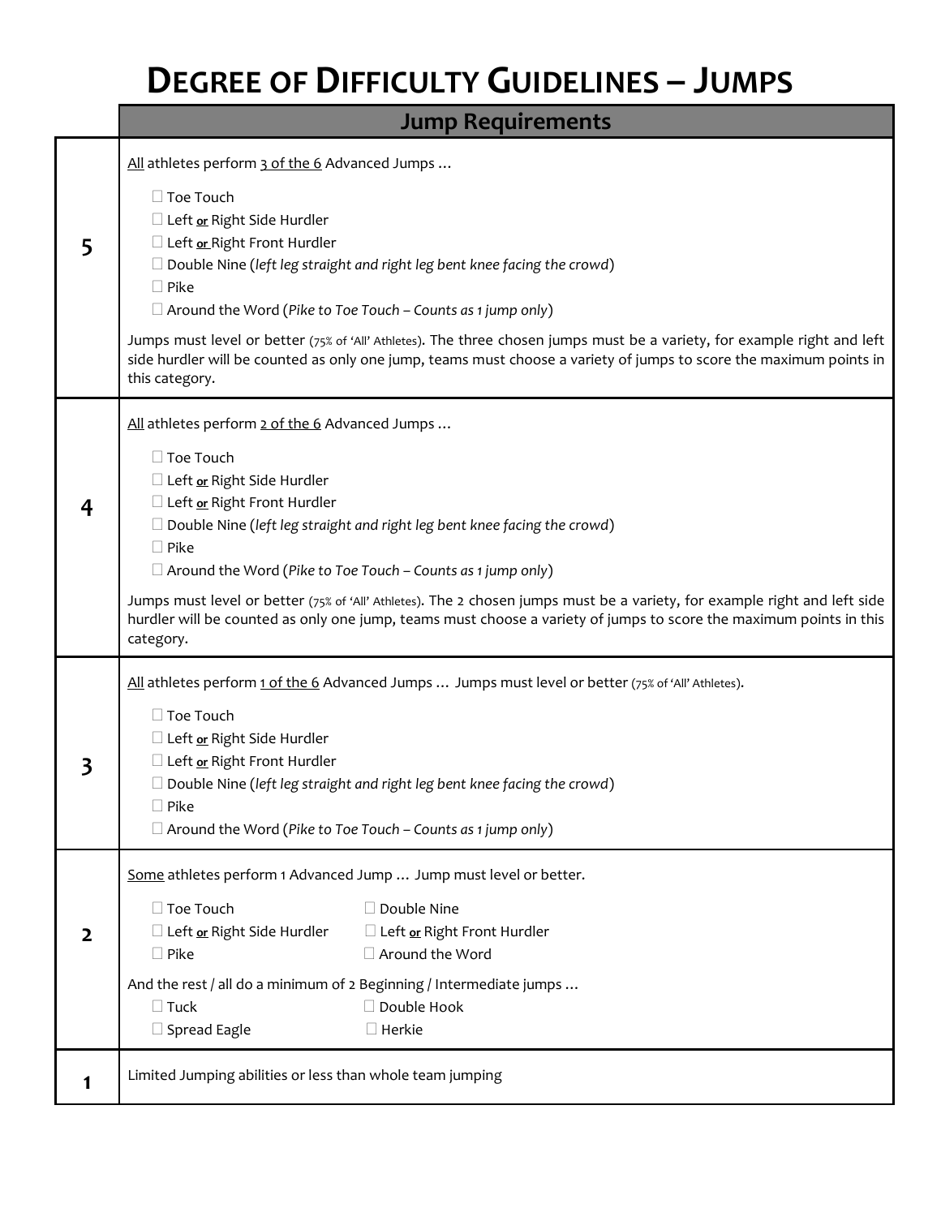# Degree of Difficulty Guidelines – Jumps

| | Jump Requirements |
|---|---|
| **5** | All athletes perform 3 of the 6 Advanced Jumps … <br> ☐ Toe Touch <br> ☐ Left **or** Right Side Hurdler <br> ☐ Left **or** Right Front Hurdler <br> ☐ Double Nine (*left leg straight and right leg bent knee facing the crowd*) <br> ☐ Pike <br> ☐ Around the Word (*Pike to Toe Touch – Counts as 1 jump only*) <br><br> Jumps must level or better (75% of 'All' Athletes). The three chosen jumps must be a variety, for example right and left side hurdler will be counted as only one jump, teams must choose a variety of jumps to score the maximum points in this category. |
| **4** | All athletes perform 2 of the 6 Advanced Jumps … <br> ☐ Toe Touch <br> ☐ Left **or** Right Side Hurdler <br> ☐ Left **or** Right Front Hurdler <br> ☐ Double Nine (*left leg straight and right leg bent knee facing the crowd*) <br> ☐ Pike <br> ☐ Around the Word (*Pike to Toe Touch – Counts as 1 jump only*) <br><br> Jumps must level or better (75% of 'All' Athletes). The 2 chosen jumps must be a variety, for example right and left side hurdler will be counted as only one jump, teams must choose a variety of jumps to score the maximum points in this category. |
| **3** | All athletes perform 1 of the 6 Advanced Jumps … Jumps must level or better (75% of 'All' Athletes). <br> ☐ Toe Touch <br> ☐ Left **or** Right Side Hurdler <br> ☐ Left **or** Right Front Hurdler <br> ☐ Double Nine (*left leg straight and right leg bent knee facing the crowd*) <br> ☐ Pike <br> ☐ Around the Word (*Pike to Toe Touch – Counts as 1 jump only*) |
| **2** | Some athletes perform 1 Advanced Jump … Jump must level or better. <br> ☐ Toe Touch ☐ Double Nine <br> ☐ Left **or** Right Side Hurdler ☐ Left **or** Right Front Hurdler <br> ☐ Pike ☐ Around the Word <br><br> And the rest / all do a minimum of 2 Beginning / Intermediate jumps … <br> ☐ Tuck ☐ Double Hook <br> ☐ Spread Eagle ☐ Herkie |
| **1** | Limited Jumping abilities or less than whole team jumping |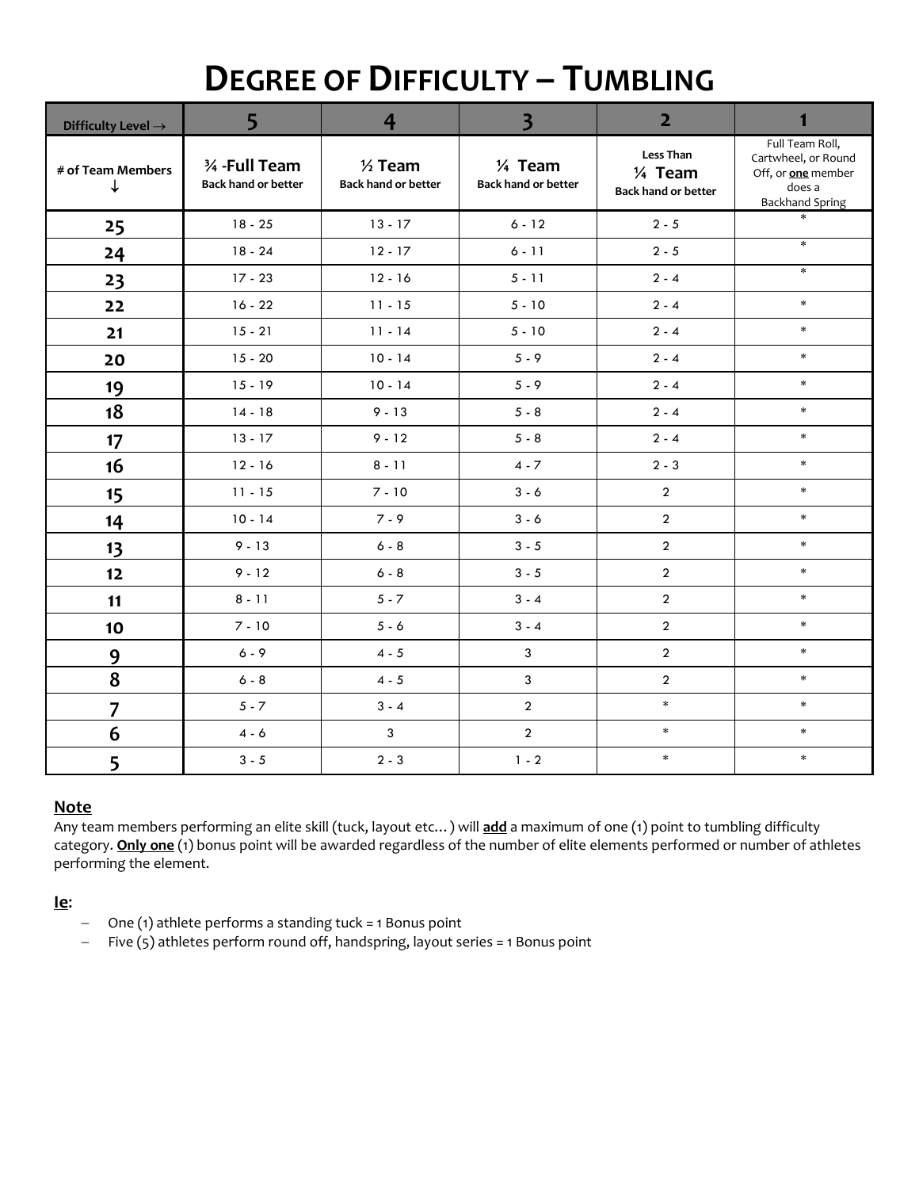# Degree of Difficulty – Tumbling

| Difficulty Level → | 5 | 4 | 3 | 2 | 1 |
|---|---|---|---|---|---|
| # of Team Members ↓ | ¾ -Full Team<br>Back hand or better | ½ Team<br>Back hand or better | ¼ Team<br>Back hand or better | Less Than ¼ Team<br>Back hand or better | Full Team Roll, Cartwheel, or Round Off, or **one** member does a Backhand Spring |
| 25 | 18 - 25 | 13 - 17 | 6 - 12 | 2 - 5 | * |
| 24 | 18 - 24 | 12 - 17 | 6 - 11 | 2 - 5 | * |
| 23 | 17 - 23 | 12 - 16 | 5 - 11 | 2 - 4 | * |
| 22 | 16 - 22 | 11 - 15 | 5 - 10 | 2 - 4 | * |
| 21 | 15 - 21 | 11 - 14 | 5 - 10 | 2 - 4 | * |
| 20 | 15 - 20 | 10 - 14 | 5 - 9 | 2 - 4 | * |
| 19 | 15 - 19 | 10 - 14 | 5 - 9 | 2 - 4 | * |
| 18 | 14 - 18 | 9 - 13 | 5 - 8 | 2 - 4 | * |
| 17 | 13 - 17 | 9 - 12 | 5 - 8 | 2 - 4 | * |
| 16 | 12 - 16 | 8 - 11 | 4 - 7 | 2 - 3 | * |
| 15 | 11 - 15 | 7 - 10 | 3 - 6 | 2 | * |
| 14 | 10 - 14 | 7 - 9 | 3 - 6 | 2 | * |
| 13 | 9 - 13 | 6 - 8 | 3 - 5 | 2 | * |
| 12 | 9 - 12 | 6 - 8 | 3 - 5 | 2 | * |
| 11 | 8 - 11 | 5 - 7 | 3 - 4 | 2 | * |
| 10 | 7 - 10 | 5 - 6 | 3 - 4 | 2 | * |
| 9 | 6 - 9 | 4 - 5 | 3 | 2 | * |
| 8 | 6 - 8 | 4 - 5 | 3 | 2 | * |
| 7 | 5 - 7 | 3 - 4 | 2 | * | * |
| 6 | 4 - 6 | 3 | 2 | * | * |
| 5 | 3 - 5 | 2 - 3 | 1 - 2 | * | * |

**Note**

Any team members performing an elite skill (tuck, layout etc… ) will **add** a maximum of one (1) point to tumbling difficulty category. **Only one** (1) bonus point will be awarded regardless of the number of elite elements performed or number of athletes performing the element.

**Ie**:

- One (1) athlete performs a standing tuck = 1 Bonus point
- Five (5) athletes perform round off, handspring, layout series = 1 Bonus point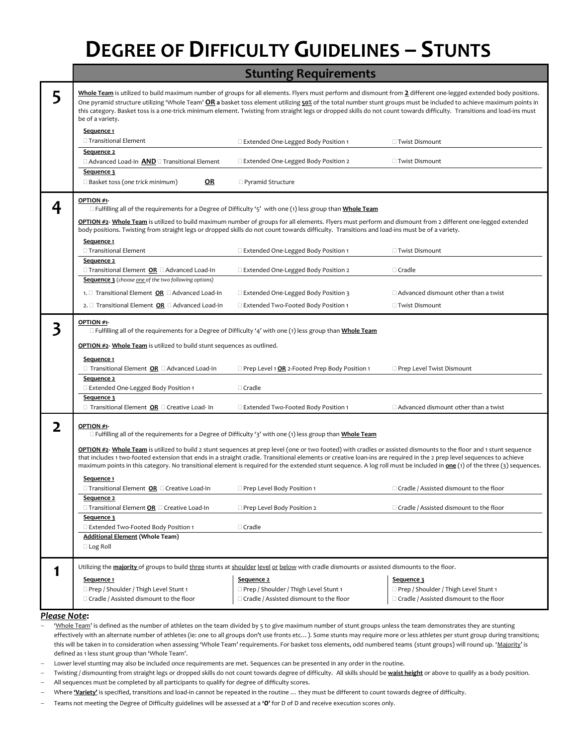# DEGREE OF DIFFICULTY GUIDELINES – STUNTS

| | Stunting Requirements | | |
|---|---|---|---|
| **5** | **Whole Team** is utilized to build maximum number of groups for all elements. Flyers must perform and dismount from **2** different one-legged extended body positions. One pyramid structure utilizing 'Whole Team' **OR a** basket toss element utilizing **50%** of the total number stunt groups must be included to achieve maximum points in this category. Basket toss is a one-trick minimum element. Twisting from straight legs or dropped skills do not count towards difficulty. Transitions and load-ins must be of a variety. | | |
| | **Sequence 1** | | |
| | ☐ Transitional Element | ☐ Extended One-Legged Body Position 1 | ☐ Twist Dismount |
| | **Sequence 2** | | |
| | ☐ Advanced Load-In **AND** ☐ Transitional Element | ☐ Extended One-Legged Body Position 2 | ☐ Twist Dismount |
| | **Sequence 3** | | |
| | ☐ Basket toss (*one trick minimum*) **OR** | ☐ Pyramid Structure | |
| **4** | **OPTION #1**- ☐ Fulfilling all of the requirements for a Degree of Difficulty '5' with one (1) less group than **Whole Team** | | |
| | **OPTION #2**- **Whole Team** is utilized to build maximum number of groups for all elements. Flyers must perform and dismount from 2 different one-legged extended body positions. Twisting from straight legs or dropped skills do not count towards difficulty. Transitions and load-ins must be of a variety. | | |
| | **Sequence 1** | | |
| | ☐ Transitional Element | ☐ Extended One-Legged Body Position 1 | ☐ Twist Dismount |
| | **Sequence 2** | | |
| | ☐ Transitional Element **OR** ☐ Advanced Load-In | ☐ Extended One-Legged Body Position 2 | ☐ Cradle |
| | **Sequence 3** (*choose one of the two following options*) | | |
| | 1. ☐ Transitional Element **OR** ☐ Advanced Load-In | ☐ Extended One-Legged Body Position 3 | ☐ Advanced dismount other than a twist |
| | 2. ☐ Transitional Element **OR** ☐ Advanced Load-In | ☐ Extended Two-Footed Body Position 1 | ☐ Twist Dismount |
| **3** | **OPTION #1**- ☐ Fulfilling all of the requirements for a Degree of Difficulty '4' with one (1) less group than **Whole Team** | | |
| | **OPTION #2**- **Whole Team** is utilized to build stunt sequences as outlined. | | |
| | **Sequence 1** | | |
| | ☐ Transitional Element **OR** ☐ Advanced Load-In | ☐ Prep Level 1 **OR** 2-Footed Prep Body Position 1 | ☐ Prep Level Twist Dismount |
| | **Sequence 2** | | |
| | ☐ Extended One-Legged Body Position 1 | ☐ Cradle | |
| | **Sequence 3** | | |
| | ☐ Transitional Element **OR** ☐ Creative Load- In | ☐ Extended Two-Footed Body Position 1 | ☐ Advanced dismount other than a twist |
| **2** | **OPTION #1**- ☐ Fulfilling all of the requirements for a Degree of Difficulty '3' with one (1) less group than **Whole Team** | | |
| | **OPTION #2**- **Whole Team** is utilized to build 2 stunt sequences at prep level (one or two footed) with cradles or assisted dismounts to the floor and 1 stunt sequence that includes 1 two-footed extension that ends in a straight cradle. Transitional elements or creative loan-ins are required in the 2 prep level sequences to achieve maximum points in this category. No transitional element is required for the extended stunt sequence. A log roll must be included in **one** (1) of the three (3) sequences. | | |
| | **Sequence 1** | | |
| | ☐ Transitional Element **OR** ☐ Creative Load-In | ☐ Prep Level Body Position 1 | ☐ Cradle / Assisted dismount to the floor |
| | **Sequence 2** | | |
| | ☐ Transitional Element **OR** ☐ Creative Load-In | ☐ Prep Level Body Position 2 | ☐ Cradle / Assisted dismount to the floor |
| | **Sequence 3** | | |
| | ☐ Extended Two-Footed Body Position 1 | ☐ Cradle | |
| | **Additional Element** (Whole Team) | | |
| | ☐ Log Roll | | |
| **1** | Utilizing the **majority** of groups to build three stunts at shoulder level or below with cradle dismounts or assisted dismounts to the floor. | | |
| | **Sequence 1** | **Sequence 2** | **Sequence 3** |
| | ☐ Prep / Shoulder / Thigh Level Stunt 1 | ☐ Prep / Shoulder / Thigh Level Stunt 1 | ☐ Prep / Shoulder / Thigh Level Stunt 1 |
| | ☐ Cradle / Assisted dismount to the floor | ☐ Cradle / Assisted dismount to the floor | ☐ Cradle / Assisted dismount to the floor |

***Please Note*:**

- 'Whole Team' is defined as the number of athletes on the team divided by 5 to give maximum number of stunt groups unless the team demonstrates they are stunting effectively with an alternate number of athletes (ie: one to all groups don't use fronts etc… ). Some stunts may require more or less athletes per stunt group during transitions; this will be taken in to consideration when assessing 'Whole Team' requirements. For basket toss elements, odd numbered teams (stunt groups) will round up. 'Majority' is defined as 1 less stunt group than 'Whole Team'.
- Lower level stunting may also be included once requirements are met. Sequences can be presented in any order in the routine.
- Twisting / dismounting from straight legs or dropped skills do not count towards degree of difficulty. All skills should be **waist height** or above to qualify as a body position.
- All sequences must be completed by all participants to qualify for degree of difficulty scores.
- Where **'Variety'** is specified, transitions and load-in cannot be repeated in the routine … they must be different to count towards degree of difficulty.
- Teams not meeting the Degree of Difficulty guidelines will be assessed at a **'0'** for D of D and receive execution scores only.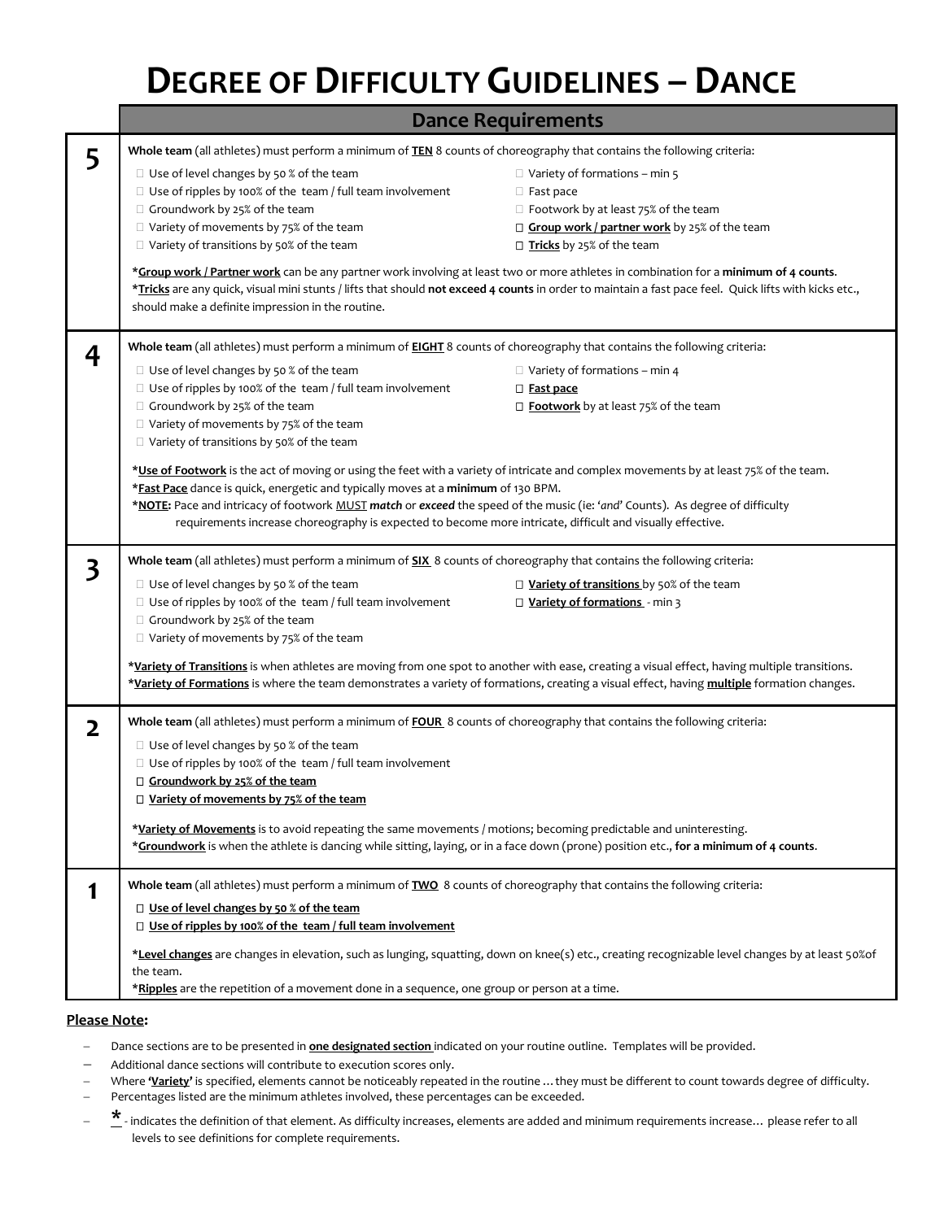# DEGREE OF DIFFICULTY GUIDELINES – DANCE

| | Dance Requirements |
|---|---|
| **5** | **Whole team** (all athletes) must perform a minimum of **TEN** 8 counts of choreography that contains the following criteria:<br>☐ Use of level changes by 50 % of the team<br>☐ Use of ripples by 100% of the team / full team involvement<br>☐ Groundwork by 25% of the team<br>☐ Variety of movements by 75% of the team<br>☐ Variety of transitions by 50% of the team<br>☐ Variety of formations – min 5<br>☐ Fast pace<br>☐ Footwork by at least 75% of the team<br>☐ **Group work / partner work** by 25% of the team<br>☐ **Tricks** by 25% of the team<br><br>***Group work / Partner work** can be any partner work involving at least two or more athletes in combination for a **minimum of 4 counts**.<br>***Tricks** are any quick, visual mini stunts / lifts that should **not exceed 4 counts** in order to maintain a fast pace feel. Quick lifts with kicks etc., should make a definite impression in the routine. |
| **4** | **Whole team** (all athletes) must perform a minimum of **EIGHT** 8 counts of choreography that contains the following criteria:<br>☐ Use of level changes by 50 % of the team<br>☐ Use of ripples by 100% of the team / full team involvement<br>☐ Groundwork by 25% of the team<br>☐ Variety of movements by 75% of the team<br>☐ Variety of transitions by 50% of the team<br>☐ Variety of formations – min 4<br>☐ **Fast pace**<br>☐ **Footwork** by at least 75% of the team<br><br>***Use of Footwork** is the act of moving or using the feet with a variety of intricate and complex movements by at least 75% of the team.<br>***Fast Pace** dance is quick, energetic and typically moves at a **minimum** of 130 BPM.<br>***NOTE:** Pace and intricacy of footwork MUST ***match*** or ***exceed*** the speed of the music (ie: '*and*' Counts). As degree of difficulty requirements increase choreography is expected to become more intricate, difficult and visually effective. |
| **3** | **Whole team** (all athletes) must perform a minimum of **SIX** 8 counts of choreography that contains the following criteria:<br>☐ Use of level changes by 50 % of the team<br>☐ Use of ripples by 100% of the team / full team involvement<br>☐ Groundwork by 25% of the team<br>☐ Variety of movements by 75% of the team<br>☐ **Variety of transitions** by 50% of the team<br>☐ **Variety of formations** - min 3<br><br>***Variety of Transitions** is when athletes are moving from one spot to another with ease, creating a visual effect, having multiple transitions.<br>***Variety of Formations** is where the team demonstrates a variety of formations, creating a visual effect, having **multiple** formation changes. |
| **2** | **Whole team** (all athletes) must perform a minimum of **FOUR** 8 counts of choreography that contains the following criteria:<br>☐ Use of level changes by 50 % of the team<br>☐ Use of ripples by 100% of the team / full team involvement<br>☐ **Groundwork by 25% of the team**<br>☐ **Variety of movements by 75% of the team**<br><br>***Variety of Movements** is to avoid repeating the same movements / motions; becoming predictable and uninteresting.<br>***Groundwork** is when the athlete is dancing while sitting, laying, or in a face down (prone) position etc., **for a minimum of 4 counts**. |
| **1** | **Whole team** (all athletes) must perform a minimum of **TWO** 8 counts of choreography that contains the following criteria:<br>☐ **Use of level changes by 50 % of the team**<br>☐ **Use of ripples by 100% of the team / full team involvement**<br><br>***Level changes** are changes in elevation, such as lunging, squatting, down on knee(s) etc., creating recognizable level changes by at least 50%of the team.<br>***Ripples** are the repetition of a movement done in a sequence, one group or person at a time. |

**Please Note:**

- Dance sections are to be presented in **one designated section** indicated on your routine outline. Templates will be provided.
- Additional dance sections will contribute to execution scores only.
- Where **'Variety'** is specified, elements cannot be noticeably repeated in the routine … they must be different to count towards degree of difficulty.
- Percentages listed are the minimum athletes involved, these percentages can be exceeded.
- **\*** - indicates the definition of that element. As difficulty increases, elements are added and minimum requirements increase… please refer to all levels to see definitions for complete requirements.